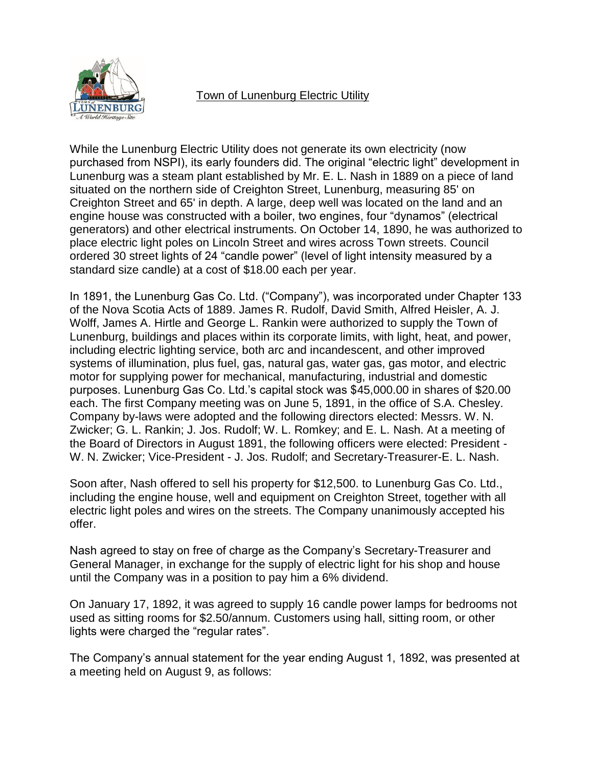# Town of Lunenburg Electric Utility

While the Lunenburg Electric Utility does not generate its own electricity (now purchased from NSPI), its early founders did. The original "electric light" development in Lunenburg was a steam plant established by Mr. E. L. Nash in 1889 on a piece of land situated on the northern side of Creighton Street, Lunenburg, measuring 85' on Creighton Street and 65' in depth. A large, deep well was located on the land and an engine house was constructed with a boiler, two engines, four "dynamos" (electrical generators) and other electrical instruments. On October 14, 1890, he was authorized to place electric light poles on Lincoln Street and wires across Town streets. Council ordered 30 street lights of 24 "candle power" (level of light intensity measured by a standard size candle) at a cost of $18.00 each per year.

In 1891, the Lunenburg Gas Co. Ltd. ("Company"), was incorporated under Chapter 133 of the Nova Scotia Acts of 1889. James R. Rudolf, David Smith, Alfred Heisler, A. J. Wolff, James A. Hirtle and George L. Rankin were authorized to supply the Town of Lunenburg, buildings and places within its corporate limits, with light, heat, and power, including electric lighting service, both arc and incandescent, and other improved systems of illumination, plus fuel, gas, natural gas, water gas, gas motor, and electric motor for supplying power for mechanical, manufacturing, industrial and domestic purposes. Lunenburg Gas Co. Ltd.'s capital stock was $45,000.00 in shares of $20.00 each. The first Company meeting was on June 5, 1891, in the office of S.A. Chesley. Company by-laws were adopted and the following directors elected: Messrs. W. N. Zwicker; G. L. Rankin; J. Jos. Rudolf; W. L. Romkey; and E. L. Nash. At a meeting of the Board of Directors in August 1891, the following officers were elected: President - W. N. Zwicker; Vice-President - J. Jos. Rudolf; and Secretary-Treasurer-E. L. Nash.

Soon after, Nash offered to sell his property for $12,500. to Lunenburg Gas Co. Ltd., including the engine house, well and equipment on Creighton Street, together with all electric light poles and wires on the streets. The Company unanimously accepted his offer.

Nash agreed to stay on free of charge as the Company's Secretary-Treasurer and General Manager, in exchange for the supply of electric light for his shop and house until the Company was in a position to pay him a 6% dividend.

On January 17, 1892, it was agreed to supply 16 candle power lamps for bedrooms not used as sitting rooms for $2.50/annum. Customers using hall, sitting room, or other lights were charged the "regular rates".

The Company's annual statement for the year ending August 1, 1892, was presented at a meeting held on August 9, as follows: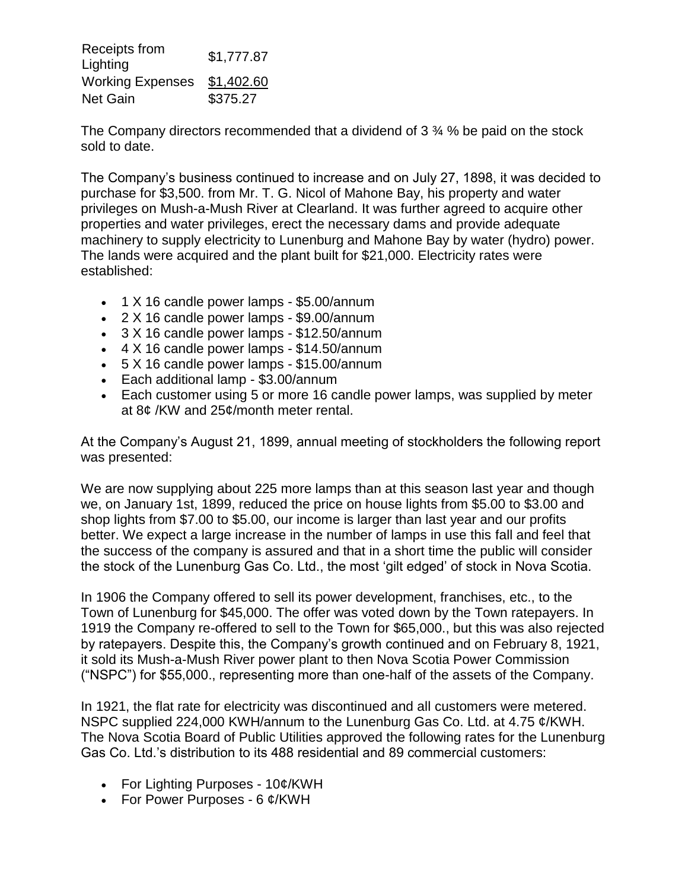| | |
|---|---|
| Receipts from Lighting | \$1,777.87 |
| Working Expenses | \$1,402.60 |
| Net Gain | \$375.27 |

The Company directors recommended that a dividend of 3 ¾ % be paid on the stock sold to date.

The Company's business continued to increase and on July 27, 1898, it was decided to purchase for \$3,500. from Mr. T. G. Nicol of Mahone Bay, his property and water privileges on Mush-a-Mush River at Clearland. It was further agreed to acquire other properties and water privileges, erect the necessary dams and provide adequate machinery to supply electricity to Lunenburg and Mahone Bay by water (hydro) power. The lands were acquired and the plant built for \$21,000. Electricity rates were established:

- 1 X 16 candle power lamps - \$5.00/annum
- 2 X 16 candle power lamps - \$9.00/annum
- 3 X 16 candle power lamps - \$12.50/annum
- 4 X 16 candle power lamps - \$14.50/annum
- 5 X 16 candle power lamps - \$15.00/annum
- Each additional lamp - \$3.00/annum
- Each customer using 5 or more 16 candle power lamps, was supplied by meter at 8¢ /KW and 25¢/month meter rental.

At the Company's August 21, 1899, annual meeting of stockholders the following report was presented:

We are now supplying about 225 more lamps than at this season last year and though we, on January 1st, 1899, reduced the price on house lights from \$5.00 to \$3.00 and shop lights from \$7.00 to \$5.00, our income is larger than last year and our profits better. We expect a large increase in the number of lamps in use this fall and feel that the success of the company is assured and that in a short time the public will consider the stock of the Lunenburg Gas Co. Ltd., the most 'gilt edged' of stock in Nova Scotia.

In 1906 the Company offered to sell its power development, franchises, etc., to the Town of Lunenburg for \$45,000. The offer was voted down by the Town ratepayers. In 1919 the Company re-offered to sell to the Town for \$65,000., but this was also rejected by ratepayers. Despite this, the Company's growth continued and on February 8, 1921, it sold its Mush-a-Mush River power plant to then Nova Scotia Power Commission ("NSPC") for \$55,000., representing more than one-half of the assets of the Company.

In 1921, the flat rate for electricity was discontinued and all customers were metered. NSPC supplied 224,000 KWH/annum to the Lunenburg Gas Co. Ltd. at 4.75 ¢/KWH. The Nova Scotia Board of Public Utilities approved the following rates for the Lunenburg Gas Co. Ltd.'s distribution to its 488 residential and 89 commercial customers:

- For Lighting Purposes - 10¢/KWH
- For Power Purposes - 6 ¢/KWH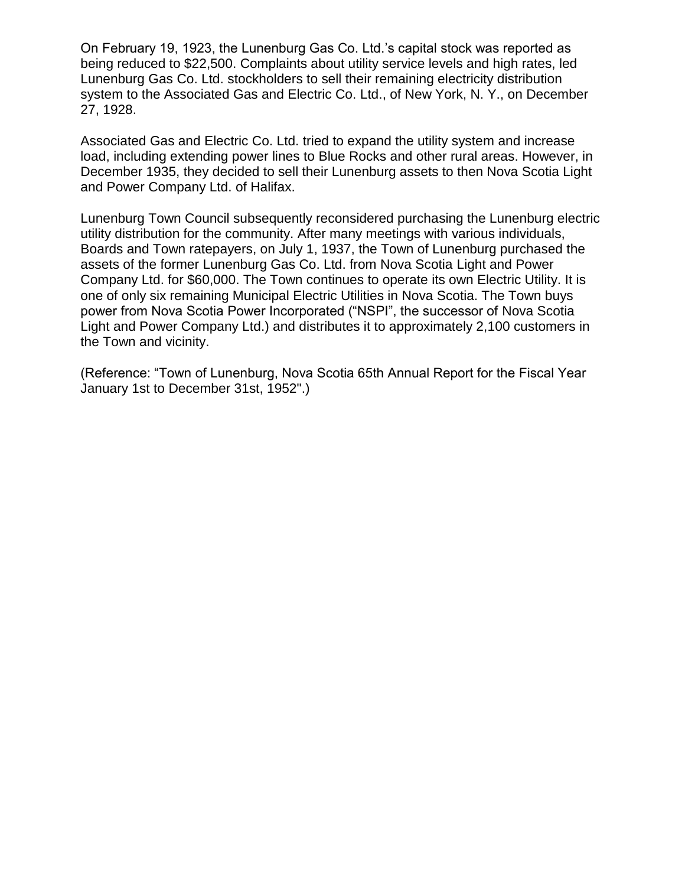On February 19, 1923, the Lunenburg Gas Co. Ltd.'s capital stock was reported as being reduced to $22,500. Complaints about utility service levels and high rates, led Lunenburg Gas Co. Ltd. stockholders to sell their remaining electricity distribution system to the Associated Gas and Electric Co. Ltd., of New York, N. Y., on December 27, 1928.

Associated Gas and Electric Co. Ltd. tried to expand the utility system and increase load, including extending power lines to Blue Rocks and other rural areas. However, in December 1935, they decided to sell their Lunenburg assets to then Nova Scotia Light and Power Company Ltd. of Halifax.

Lunenburg Town Council subsequently reconsidered purchasing the Lunenburg electric utility distribution for the community. After many meetings with various individuals, Boards and Town ratepayers, on July 1, 1937, the Town of Lunenburg purchased the assets of the former Lunenburg Gas Co. Ltd. from Nova Scotia Light and Power Company Ltd. for $60,000. The Town continues to operate its own Electric Utility. It is one of only six remaining Municipal Electric Utilities in Nova Scotia. The Town buys power from Nova Scotia Power Incorporated ("NSPI", the successor of Nova Scotia Light and Power Company Ltd.) and distributes it to approximately 2,100 customers in the Town and vicinity.

(Reference: "Town of Lunenburg, Nova Scotia 65th Annual Report for the Fiscal Year January 1st to December 31st, 1952".)